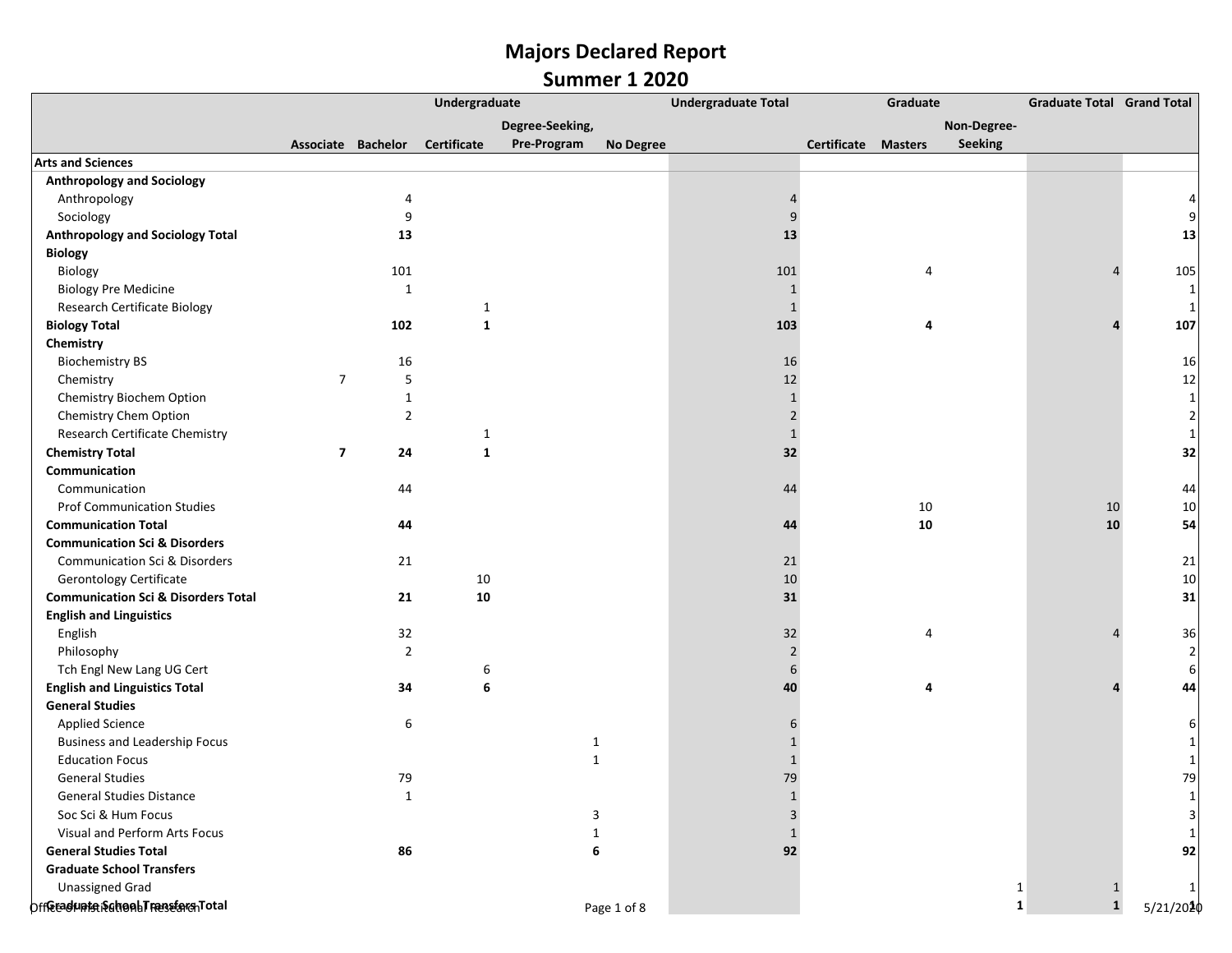# Majors Declared Report

## Summer 1 2020

| | Undergraduate | | | | | Undergraduate Total | Graduate | | | Graduate Total | Grand Total |
|---|---|---|---|---|---|---|---|---|---|---|---|
| | Associate | Bachelor | Certificate | Degree-Seeking, Pre-Program | No Degree | | Certificate | Masters | Non-Degree-Seeking | | |
| **Arts and Sciences** | | | | | | | | | | | |
| **Anthropology and Sociology** | | | | | | | | | | | |
| Anthropology | | 4 | | | | 4 | | | | | 4 |
| Sociology | | 9 | | | | 9 | | | | | 9 |
| **Anthropology and Sociology Total** | | **13** | | | | **13** | | | | | **13** |
| **Biology** | | | | | | | | | | | |
| Biology | | 101 | | | | 101 | | 4 | | 4 | 105 |
| Biology Pre Medicine | | 1 | | | | 1 | | | | | 1 |
| Research Certificate Biology | | | 1 | | | 1 | | | | | 1 |
| **Biology Total** | | **102** | **1** | | | **103** | | **4** | | **4** | **107** |
| **Chemistry** | | | | | | | | | | | |
| Biochemistry BS | | 16 | | | | 16 | | | | | 16 |
| Chemistry | 7 | 5 | | | | 12 | | | | | 12 |
| Chemistry Biochem Option | | 1 | | | | 1 | | | | | 1 |
| Chemistry Chem Option | | 2 | | | | 2 | | | | | 2 |
| Research Certificate Chemistry | | | 1 | | | 1 | | | | | 1 |
| **Chemistry Total** | **7** | **24** | **1** | | | **32** | | | | | **32** |
| **Communication** | | | | | | | | | | | |
| Communication | | 44 | | | | 44 | | | | | 44 |
| Prof Communication Studies | | | | | | | | 10 | | 10 | 10 |
| **Communication Total** | | **44** | | | | **44** | | **10** | | **10** | **54** |
| **Communication Sci & Disorders** | | | | | | | | | | | |
| Communication Sci & Disorders | | 21 | | | | 21 | | | | | 21 |
| Gerontology Certificate | | | 10 | | | 10 | | | | | 10 |
| **Communication Sci & Disorders Total** | | **21** | **10** | | | **31** | | | | | **31** |
| **English and Linguistics** | | | | | | | | | | | |
| English | | 32 | | | | 32 | | 4 | | 4 | 36 |
| Philosophy | | 2 | | | | 2 | | | | | 2 |
| Tch Engl New Lang UG Cert | | | 6 | | | 6 | | | | | 6 |
| **English and Linguistics Total** | | **34** | **6** | | | **40** | | **4** | | **4** | **44** |
| **General Studies** | | | | | | | | | | | |
| Applied Science | | 6 | | | | 6 | | | | | 6 |
| Business and Leadership Focus | | | | 1 | | 1 | | | | | 1 |
| Education Focus | | | | 1 | | 1 | | | | | 1 |
| General Studies | | 79 | | | | 79 | | | | | 79 |
| General Studies Distance | | 1 | | | | 1 | | | | | 1 |
| Soc Sci & Hum Focus | | | | 3 | | 3 | | | | | 3 |
| Visual and Perform Arts Focus | | | | 1 | | 1 | | | | | 1 |
| **General Studies Total** | | **86** | | **6** | | **92** | | | | | **92** |
| **Graduate School Transfers** | | | | | | | | | | | |
| Unassigned Grad | | | | | | | | | 1 | 1 | 1 |
| **Graduate School Transfers Total** | | | | | | | | | **1** | **1** | **1** |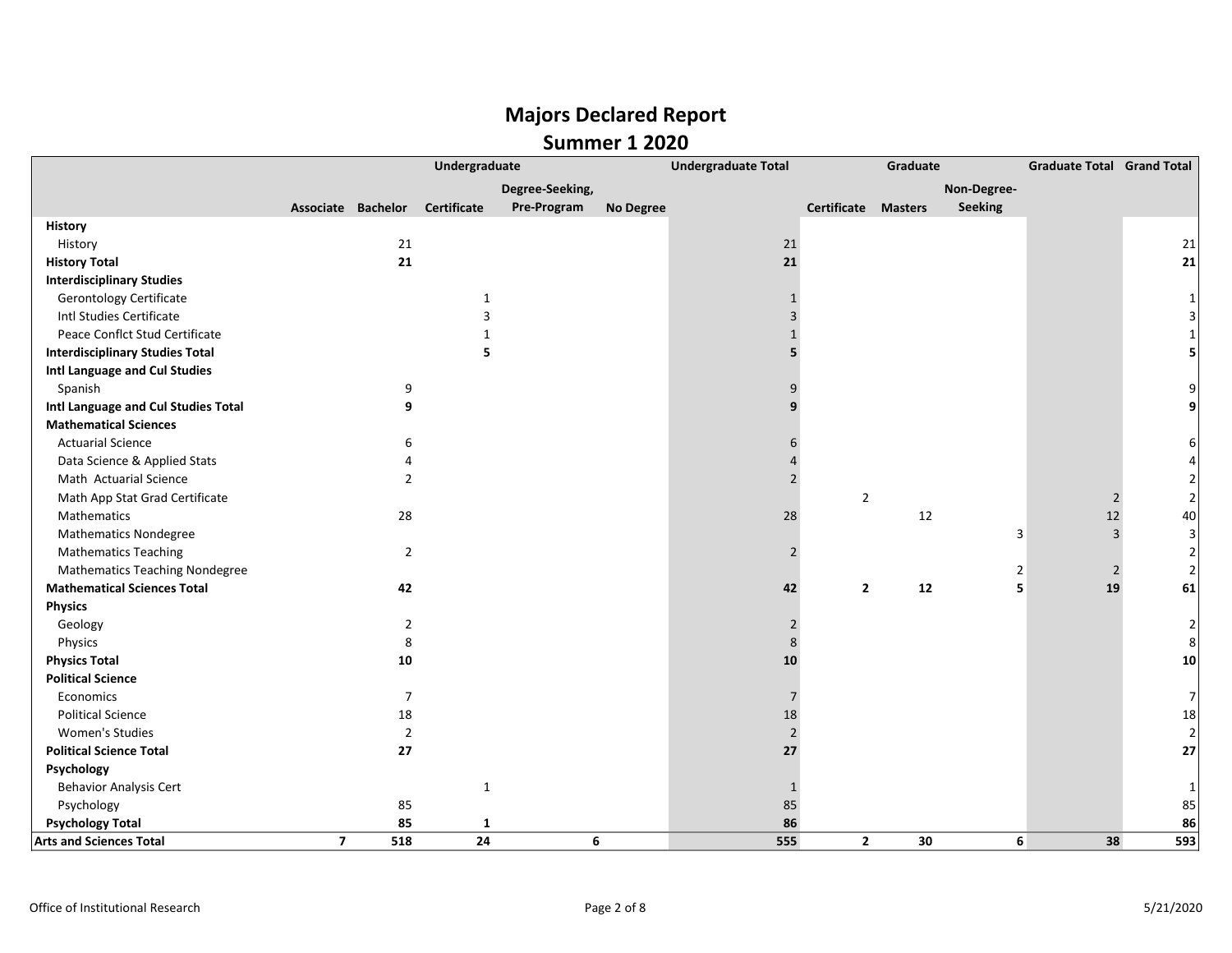# Majors Declared Report
## Summer 1 2020

| | Undergraduate | | | | | Undergraduate Total | Graduate | | | Graduate Total | Grand Total |
|---|---|---|---|---|---|---|---|---|---|---|---|
| | Associate | Bachelor | Certificate | Degree-Seeking, Pre-Program | No Degree | | Certificate | Masters | Non-Degree-Seeking | | |
| **History** | | | | | | | | | | | |
| History | | 21 | | | | 21 | | | | | 21 |
| **History Total** | | **21** | | | | **21** | | | | | **21** |
| **Interdisciplinary Studies** | | | | | | | | | | | |
| Gerontology Certificate | | | 1 | | | 1 | | | | | 1 |
| Intl Studies Certificate | | | 3 | | | 3 | | | | | 3 |
| Peace Conflct Stud Certificate | | | 1 | | | 1 | | | | | 1 |
| **Interdisciplinary Studies Total** | | | **5** | | | **5** | | | | | **5** |
| **Intl Language and Cul Studies** | | | | | | | | | | | |
| Spanish | | 9 | | | | 9 | | | | | 9 |
| **Intl Language and Cul Studies Total** | | **9** | | | | **9** | | | | | **9** |
| **Mathematical Sciences** | | | | | | | | | | | |
| Actuarial Science | | 6 | | | | 6 | | | | | 6 |
| Data Science & Applied Stats | | 4 | | | | 4 | | | | | 4 |
| Math Actuarial Science | | 2 | | | | 2 | | | | | 2 |
| Math App Stat Grad Certificate | | | | | | | 2 | | | 2 | 2 |
| Mathematics | | 28 | | | | 28 | | 12 | | 12 | 40 |
| Mathematics Nondegree | | | | | | | | | 3 | 3 | 3 |
| Mathematics Teaching | | 2 | | | | 2 | | | | | 2 |
| Mathematics Teaching Nondegree | | | | | | | | | 2 | 2 | 2 |
| **Mathematical Sciences Total** | | **42** | | | | **42** | **2** | **12** | **5** | **19** | **61** |
| **Physics** | | | | | | | | | | | |
| Geology | | 2 | | | | 2 | | | | | 2 |
| Physics | | 8 | | | | 8 | | | | | 8 |
| **Physics Total** | | **10** | | | | **10** | | | | | **10** |
| **Political Science** | | | | | | | | | | | |
| Economics | | 7 | | | | 7 | | | | | 7 |
| Political Science | | 18 | | | | 18 | | | | | 18 |
| Women's Studies | | 2 | | | | 2 | | | | | 2 |
| **Political Science Total** | | **27** | | | | **27** | | | | | **27** |
| **Psychology** | | | | | | | | | | | |
| Behavior Analysis Cert | | | 1 | | | 1 | | | | | 1 |
| Psychology | | 85 | | | | 85 | | | | | 85 |
| **Psychology Total** | | **85** | **1** | | | **86** | | | | | **86** |
| **Arts and Sciences Total** | **7** | **518** | **24** | **6** | | **555** | **2** | **30** | **6** | **38** | **593** |

Office of Institutional Research

5/21/2020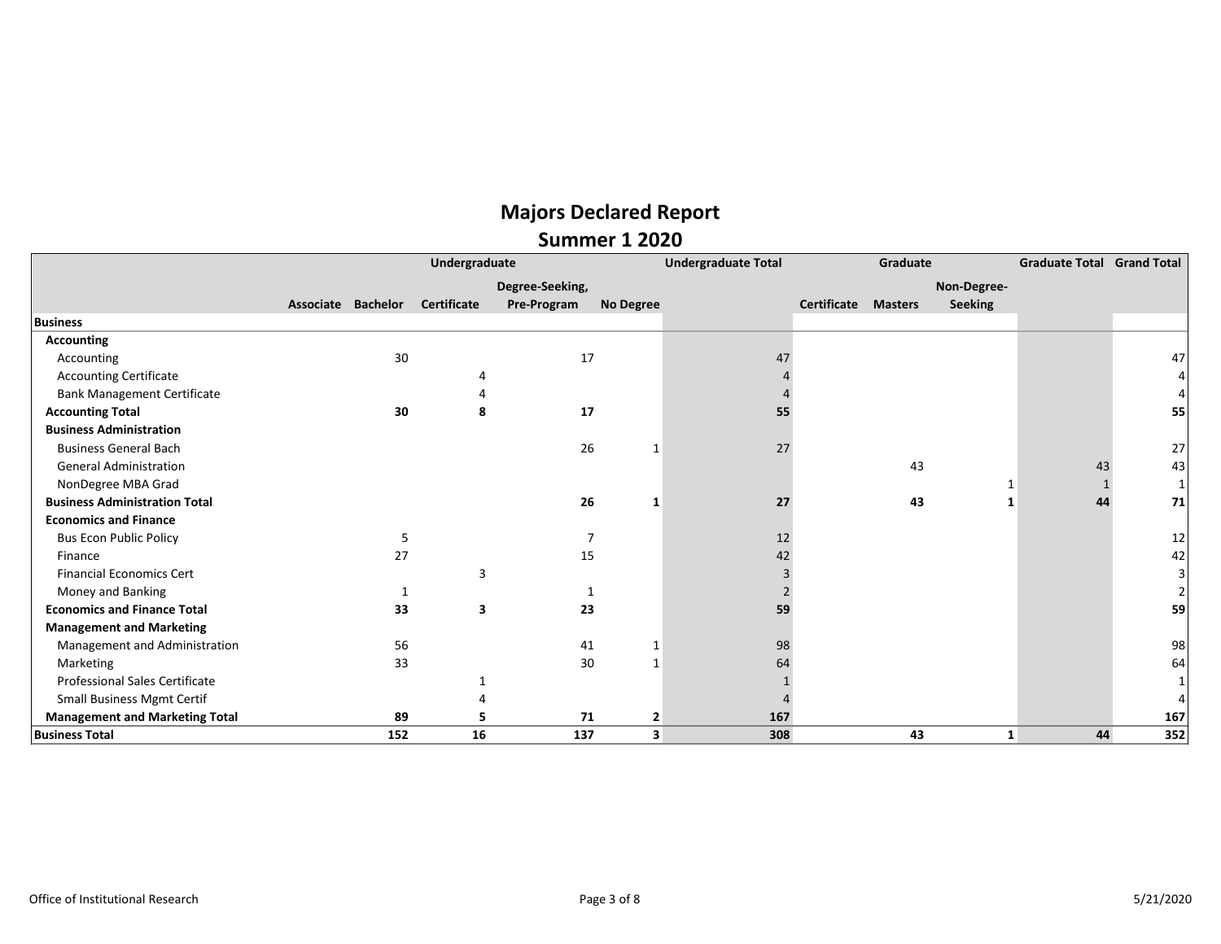# Majors Declared Report

## Summer 1 2020

| | Undergraduate | | | | | Undergraduate Total | Graduate | | | Graduate Total | Grand Total |
|---|---|---|---|---|---|---|---|---|---|---|---|
| | Associate | Bachelor | Certificate | Degree-Seeking, Pre-Program | No Degree | | Certificate | Masters | Non-Degree-Seeking | | |
| **Business** | | | | | | | | | | | |
| **Accounting** | | | | | | | | | | | |
| Accounting | | 30 | | 17 | | 47 | | | | | 47 |
| Accounting Certificate | | | 4 | | | 4 | | | | | 4 |
| Bank Management Certificate | | | 4 | | | 4 | | | | | 4 |
| **Accounting Total** | | **30** | **8** | **17** | | **55** | | | | | **55** |
| **Business Administration** | | | | | | | | | | | |
| Business General Bach | | | | 26 | 1 | 27 | | | | | 27 |
| General Administration | | | | | | | | 43 | | 43 | 43 |
| NonDegree MBA Grad | | | | | | | | | 1 | 1 | 1 |
| **Business Administration Total** | | | | **26** | **1** | **27** | | **43** | **1** | **44** | **71** |
| **Economics and Finance** | | | | | | | | | | | |
| Bus Econ Public Policy | | 5 | | 7 | | 12 | | | | | 12 |
| Finance | | 27 | | 15 | | 42 | | | | | 42 |
| Financial Economics Cert | | | 3 | | | 3 | | | | | 3 |
| Money and Banking | | 1 | | 1 | | 2 | | | | | 2 |
| **Economics and Finance Total** | | **33** | **3** | **23** | | **59** | | | | | **59** |
| **Management and Marketing** | | | | | | | | | | | |
| Management and Administration | | 56 | | 41 | 1 | 98 | | | | | 98 |
| Marketing | | 33 | | 30 | 1 | 64 | | | | | 64 |
| Professional Sales Certificate | | | 1 | | | 1 | | | | | 1 |
| Small Business Mgmt Certif | | | 4 | | | 4 | | | | | 4 |
| **Management and Marketing Total** | | **89** | **5** | **71** | **2** | **167** | | | | | **167** |
| **Business Total** | | **152** | **16** | **137** | **3** | **308** | | **43** | **1** | **44** | **352** |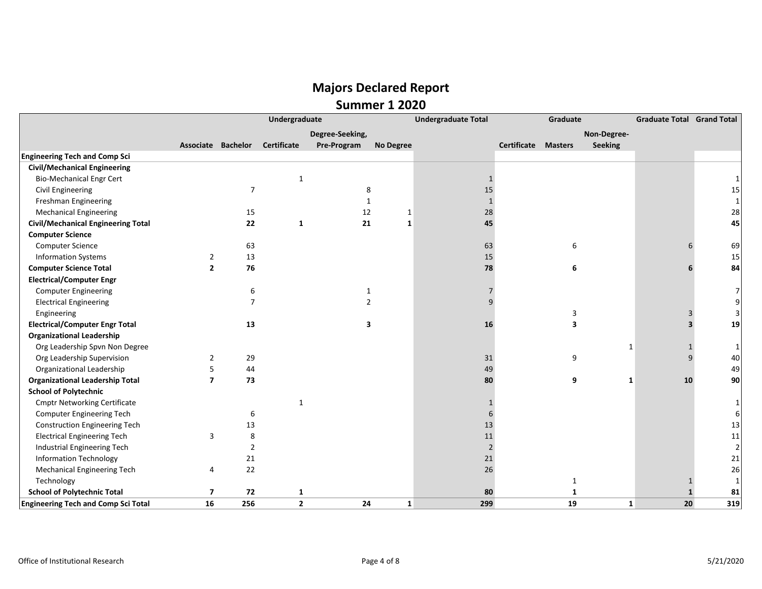# Majors Declared Report

## Summer 1 2020

| | Undergraduate | | | | | Undergraduate Total | Graduate | | | Graduate Total | Grand Total |
|---|---|---|---|---|---|---|---|---|---|---|---|
| | Associate | Bachelor | Certificate | Degree-Seeking, Pre-Program | No Degree | | Certificate | Masters | Non-Degree-Seeking | | |
| **Engineering Tech and Comp Sci** | | | | | | | | | | | |
| **Civil/Mechanical Engineering** | | | | | | | | | | | |
| Bio-Mechanical Engr Cert | | | 1 | | | 1 | | | | | 1 |
| Civil Engineering | | 7 | | 8 | | 15 | | | | | 15 |
| Freshman Engineering | | | | 1 | | 1 | | | | | 1 |
| Mechanical Engineering | | 15 | | 12 | 1 | 28 | | | | | 28 |
| **Civil/Mechanical Engineering Total** | | **22** | **1** | **21** | **1** | **45** | | | | | **45** |
| **Computer Science** | | | | | | | | | | | |
| Computer Science | | 63 | | | | 63 | | 6 | | 6 | 69 |
| Information Systems | 2 | 13 | | | | 15 | | | | | 15 |
| **Computer Science Total** | **2** | **76** | | | | **78** | | **6** | | **6** | **84** |
| **Electrical/Computer Engr** | | | | | | | | | | | |
| Computer Engineering | | 6 | | 1 | | 7 | | | | | 7 |
| Electrical Engineering | | 7 | | 2 | | 9 | | | | | 9 |
| Engineering | | | | | | | | 3 | | 3 | 3 |
| **Electrical/Computer Engr Total** | | **13** | | **3** | | **16** | | **3** | | **3** | **19** |
| **Organizational Leadership** | | | | | | | | | | | |
| Org Leadership Spvn Non Degree | | | | | | | | | 1 | 1 | 1 |
| Org Leadership Supervision | 2 | 29 | | | | 31 | | 9 | | 9 | 40 |
| Organizational Leadership | 5 | 44 | | | | 49 | | | | | 49 |
| **Organizational Leadership Total** | **7** | **73** | | | | **80** | | **9** | **1** | **10** | **90** |
| **School of Polytechnic** | | | | | | | | | | | |
| Cmptr Networking Certificate | | | 1 | | | 1 | | | | | 1 |
| Computer Engineering Tech | | 6 | | | | 6 | | | | | 6 |
| Construction Engineering Tech | | 13 | | | | 13 | | | | | 13 |
| Electrical Engineering Tech | 3 | 8 | | | | 11 | | | | | 11 |
| Industrial Engineering Tech | | 2 | | | | 2 | | | | | 2 |
| Information Technology | | 21 | | | | 21 | | | | | 21 |
| Mechanical Engineering Tech | 4 | 22 | | | | 26 | | | | | 26 |
| Technology | | | | | | | | 1 | | 1 | 1 |
| **School of Polytechnic Total** | **7** | **72** | **1** | | | **80** | | **1** | | **1** | **81** |
| **Engineering Tech and Comp Sci Total** | **16** | **256** | **2** | **24** | **1** | **299** | | **19** | **1** | **20** | **319** |

Office of Institutional Research — 5/21/2020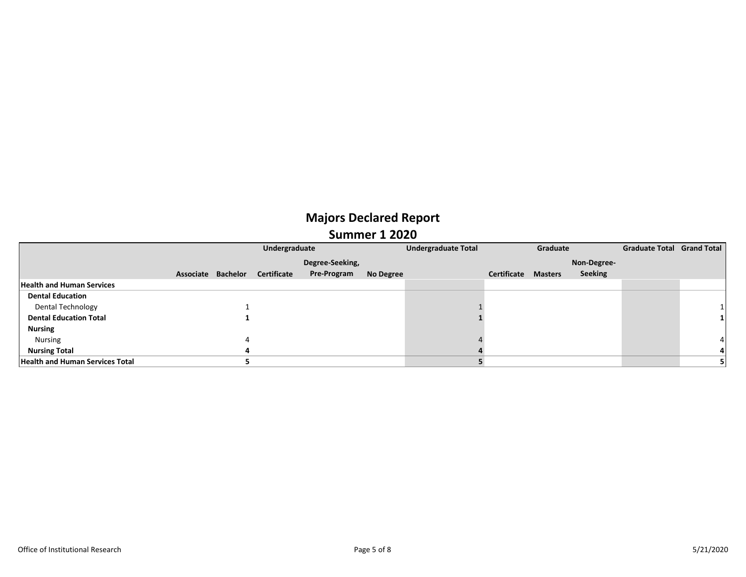# Majors Declared Report

## Summer 1 2020

| | Undergraduate | | | | | Undergraduate Total | Graduate | | | Graduate Total | Grand Total |
|---|---|---|---|---|---|---|---|---|---|---|---|
| | Associate | Bachelor | Certificate | Degree-Seeking, Pre-Program | No Degree | | Certificate | Masters | Non-Degree-Seeking | | |
| **Health and Human Services** | | | | | | | | | | | |
| **Dental Education** | | | | | | | | | | | |
| Dental Technology | | 1 | | | | 1 | | | | | 1 |
| **Dental Education Total** | | **1** | | | | **1** | | | | | **1** |
| **Nursing** | | | | | | | | | | | |
| Nursing | | 4 | | | | 4 | | | | | 4 |
| **Nursing Total** | | **4** | | | | **4** | | | | | **4** |
| **Health and Human Services Total** | | **5** | | | | **5** | | | | | **5** |

Office of Institutional Research

5/21/2020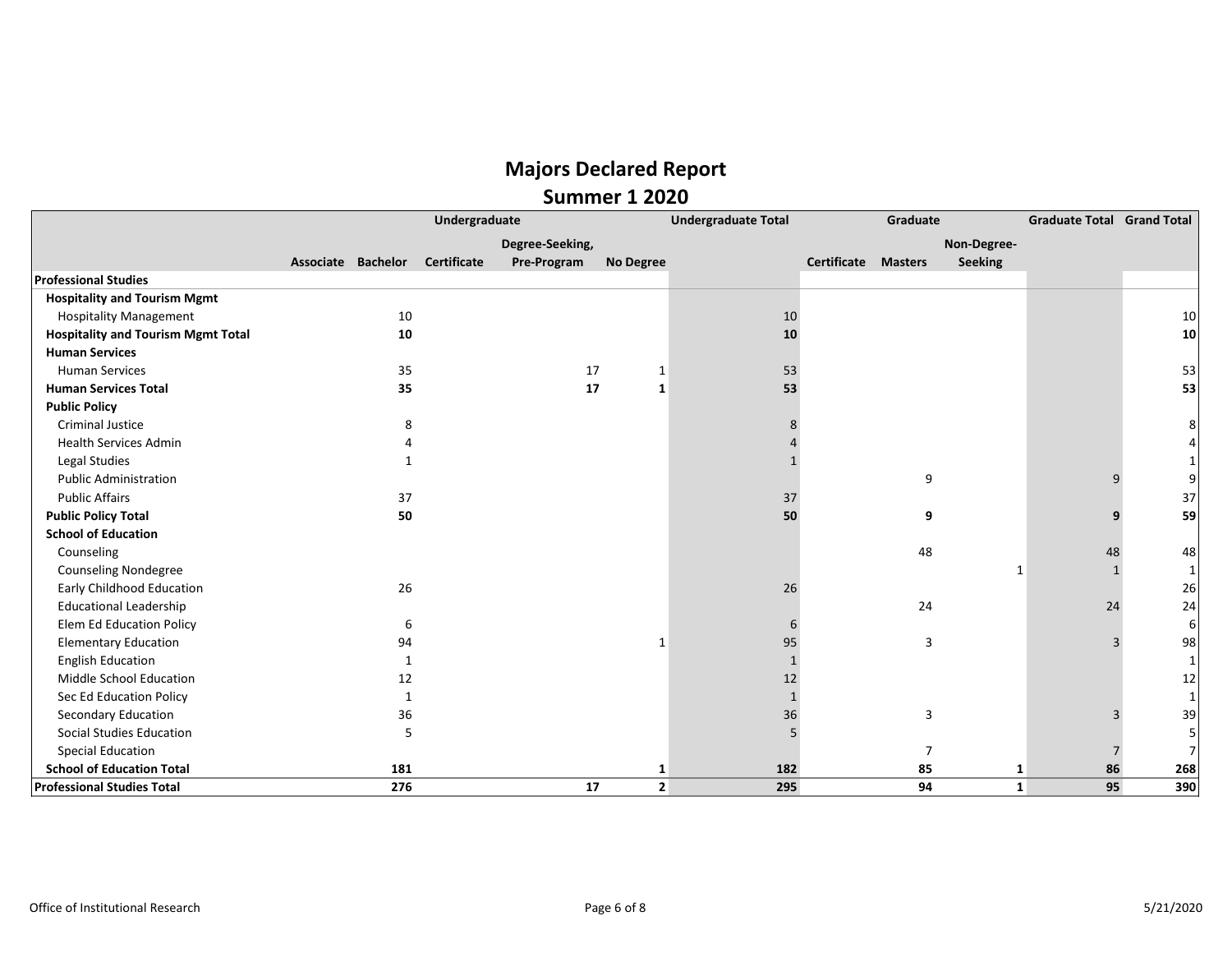# Majors Declared Report

## Summer 1 2020

| | Undergraduate | | | | | Undergraduate Total | Graduate | | | Graduate Total | Grand Total |
|---|---|---|---|---|---|---|---|---|---|---|---|
| | Associate | Bachelor | Certificate | Degree-Seeking, Pre-Program | No Degree | | Certificate | Masters | Non-Degree-Seeking | | |
| **Professional Studies** | | | | | | | | | | | |
| **Hospitality and Tourism Mgmt** | | | | | | | | | | | |
| Hospitality Management | | 10 | | | | 10 | | | | | 10 |
| **Hospitality and Tourism Mgmt Total** | | **10** | | | | **10** | | | | | **10** |
| **Human Services** | | | | | | | | | | | |
| Human Services | | 35 | | 17 | 1 | 53 | | | | | 53 |
| **Human Services Total** | | **35** | | **17** | **1** | **53** | | | | | **53** |
| **Public Policy** | | | | | | | | | | | |
| Criminal Justice | | 8 | | | | 8 | | | | | 8 |
| Health Services Admin | | 4 | | | | 4 | | | | | 4 |
| Legal Studies | | 1 | | | | 1 | | | | | 1 |
| Public Administration | | | | | | | | 9 | | 9 | 9 |
| Public Affairs | | 37 | | | | 37 | | | | | 37 |
| **Public Policy Total** | | **50** | | | | **50** | | **9** | | **9** | **59** |
| **School of Education** | | | | | | | | | | | |
| Counseling | | | | | | | | 48 | | 48 | 48 |
| Counseling Nondegree | | | | | | | | | 1 | 1 | 1 |
| Early Childhood Education | | 26 | | | | 26 | | | | | 26 |
| Educational Leadership | | | | | | | | 24 | | 24 | 24 |
| Elem Ed Education Policy | | 6 | | | | 6 | | | | | 6 |
| Elementary Education | | 94 | | | 1 | 95 | | 3 | | 3 | 98 |
| English Education | | 1 | | | | 1 | | | | | 1 |
| Middle School Education | | 12 | | | | 12 | | | | | 12 |
| Sec Ed Education Policy | | 1 | | | | 1 | | | | | 1 |
| Secondary Education | | 36 | | | | 36 | | 3 | | 3 | 39 |
| Social Studies Education | | 5 | | | | 5 | | | | | 5 |
| Special Education | | | | | | | | 7 | | 7 | 7 |
| **School of Education Total** | | **181** | | | **1** | **182** | | **85** | **1** | **86** | **268** |
| **Professional Studies Total** | | **276** | | **17** | **2** | **295** | | **94** | **1** | **95** | **390** |

Office of Institutional Research

5/21/2020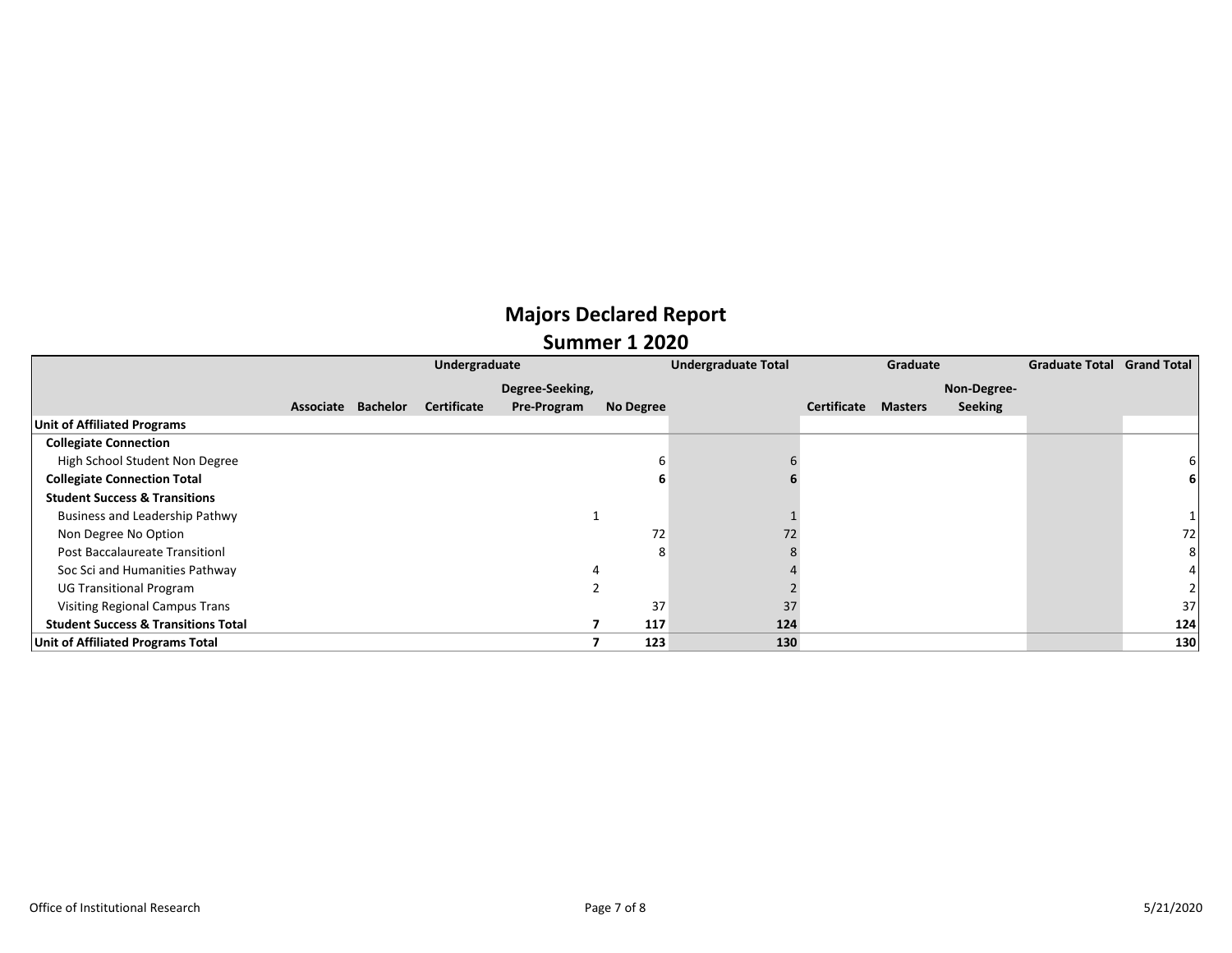# Majors Declared Report

## Summer 1 2020

| | Undergraduate | | | | | Undergraduate Total | Graduate | | | Graduate Total | Grand Total |
|---|---|---|---|---|---|---|---|---|---|---|---|
| | Associate | Bachelor | Certificate | Degree-Seeking, Pre-Program | No Degree | | Certificate | Masters | Non-Degree-Seeking | | |
| **Unit of Affiliated Programs** | | | | | | | | | | | |
| **Collegiate Connection** | | | | | | | | | | | |
| High School Student Non Degree | | | | | 6 | 6 | | | | | 6 |
| **Collegiate Connection Total** | | | | | **6** | **6** | | | | | **6** |
| **Student Success & Transitions** | | | | | | | | | | | |
| Business and Leadership Pathwy | | | | 1 | | 1 | | | | | 1 |
| Non Degree No Option | | | | | 72 | 72 | | | | | 72 |
| Post Baccalaureate Transitionl | | | | | 8 | 8 | | | | | 8 |
| Soc Sci and Humanities Pathway | | | | 4 | | 4 | | | | | 4 |
| UG Transitional Program | | | | 2 | | 2 | | | | | 2 |
| Visiting Regional Campus Trans | | | | | 37 | 37 | | | | | 37 |
| **Student Success & Transitions Total** | | | | **7** | **117** | **124** | | | | | **124** |
| **Unit of Affiliated Programs Total** | | | | **7** | **123** | **130** | | | | | **130** |

Office of Institutional Research

5/21/2020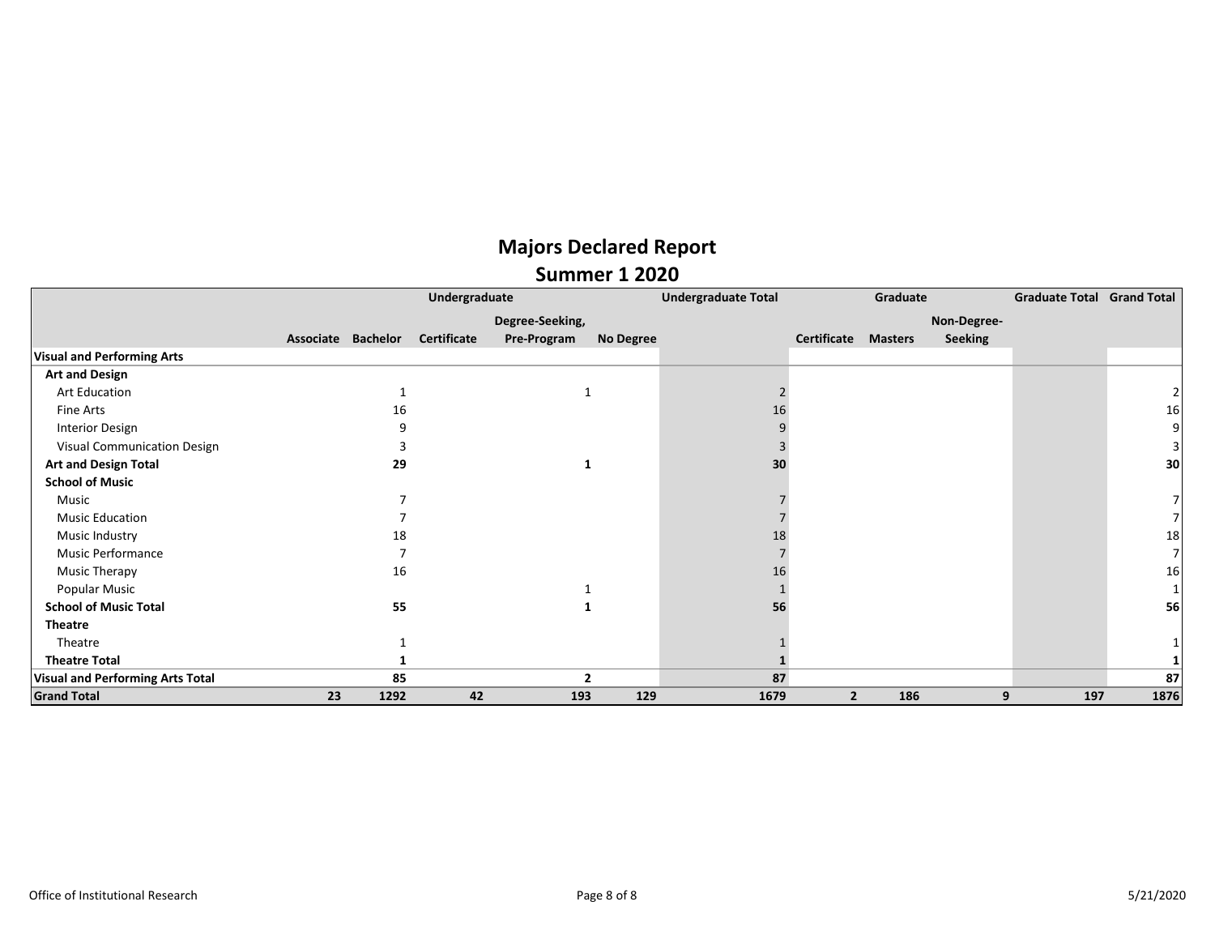# Majors Declared Report

## Summer 1 2020

| | Undergraduate | | | | | Undergraduate Total | Graduate | | | Graduate Total | Grand Total |
|---|---|---|---|---|---|---|---|---|---|---|---|
| | Associate | Bachelor | Certificate | Degree-Seeking, Pre-Program | No Degree | | Certificate | Masters | Non-Degree-Seeking | | |
| **Visual and Performing Arts** | | | | | | | | | | | |
| **Art and Design** | | | | | | | | | | | |
| Art Education | | 1 | | 1 | | 2 | | | | | 2 |
| Fine Arts | | 16 | | | | 16 | | | | | 16 |
| Interior Design | | 9 | | | | 9 | | | | | 9 |
| Visual Communication Design | | 3 | | | | 3 | | | | | 3 |
| **Art and Design Total** | | **29** | | **1** | | **30** | | | | | **30** |
| **School of Music** | | | | | | | | | | | |
| Music | | 7 | | | | 7 | | | | | 7 |
| Music Education | | 7 | | | | 7 | | | | | 7 |
| Music Industry | | 18 | | | | 18 | | | | | 18 |
| Music Performance | | 7 | | | | 7 | | | | | 7 |
| Music Therapy | | 16 | | | | 16 | | | | | 16 |
| Popular Music | | | | 1 | | 1 | | | | | 1 |
| **School of Music Total** | | **55** | | **1** | | **56** | | | | | **56** |
| **Theatre** | | | | | | | | | | | |
| Theatre | | 1 | | | | 1 | | | | | 1 |
| **Theatre Total** | | **1** | | | | **1** | | | | | **1** |
| **Visual and Performing Arts Total** | | **85** | | **2** | | **87** | | | | | **87** |
| **Grand Total** | **23** | **1292** | **42** | **193** | **129** | **1679** | **2** | **186** | **9** | **197** | **1876** |

Office of Institutional Research 5/21/2020